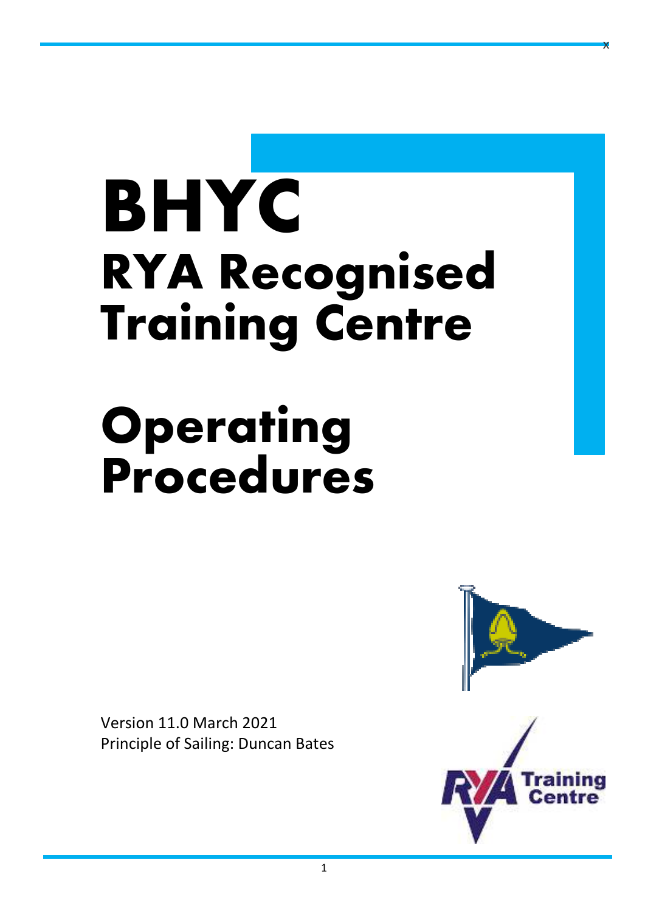# BHYC

# RYA Recognised Training Centre

# Operating Procedures

Version 11.0 March 2021
Principle of Sailing: Duncan Bates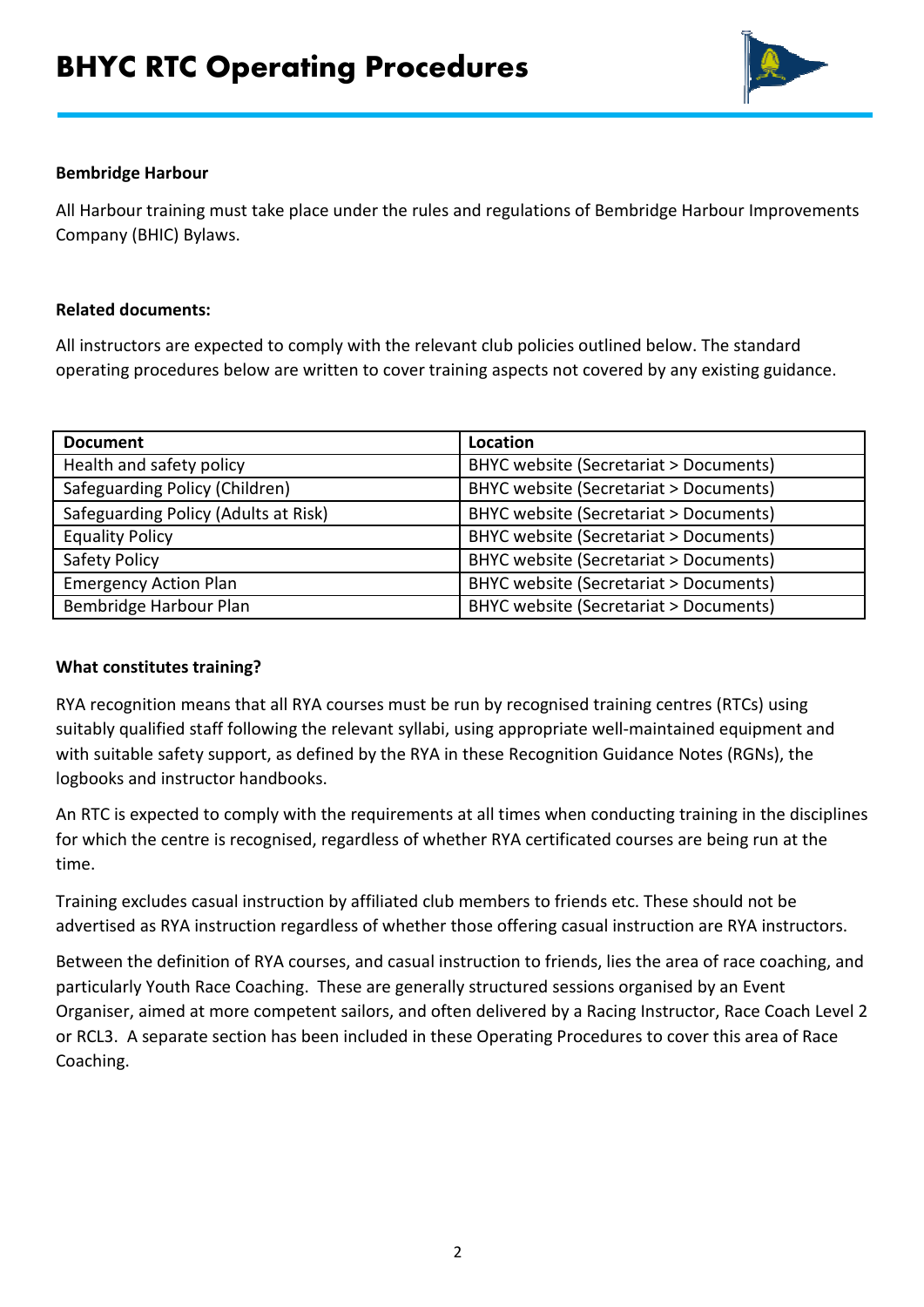## Bembridge Harbour

All Harbour training must take place under the rules and regulations of Bembridge Harbour Improvements Company (BHIC) Bylaws.

## Related documents:

All instructors are expected to comply with the relevant club policies outlined below. The standard operating procedures below are written to cover training aspects not covered by any existing guidance.

| Document | Location |
|---|---|
| Health and safety policy | BHYC website (Secretariat > Documents) |
| Safeguarding Policy (Children) | BHYC website (Secretariat > Documents) |
| Safeguarding Policy (Adults at Risk) | BHYC website (Secretariat > Documents) |
| Equality Policy | BHYC website (Secretariat > Documents) |
| Safety Policy | BHYC website (Secretariat > Documents) |
| Emergency Action Plan | BHYC website (Secretariat > Documents) |
| Bembridge Harbour Plan | BHYC website (Secretariat > Documents) |

## What constitutes training?

RYA recognition means that all RYA courses must be run by recognised training centres (RTCs) using suitably qualified staff following the relevant syllabi, using appropriate well-maintained equipment and with suitable safety support, as defined by the RYA in these Recognition Guidance Notes (RGNs), the logbooks and instructor handbooks.

An RTC is expected to comply with the requirements at all times when conducting training in the disciplines for which the centre is recognised, regardless of whether RYA certificated courses are being run at the time.

Training excludes casual instruction by affiliated club members to friends etc. These should not be advertised as RYA instruction regardless of whether those offering casual instruction are RYA instructors.

Between the definition of RYA courses, and casual instruction to friends, lies the area of race coaching, and particularly Youth Race Coaching. These are generally structured sessions organised by an Event Organiser, aimed at more competent sailors, and often delivered by a Racing Instructor, Race Coach Level 2 or RCL3. A separate section has been included in these Operating Procedures to cover this area of Race Coaching.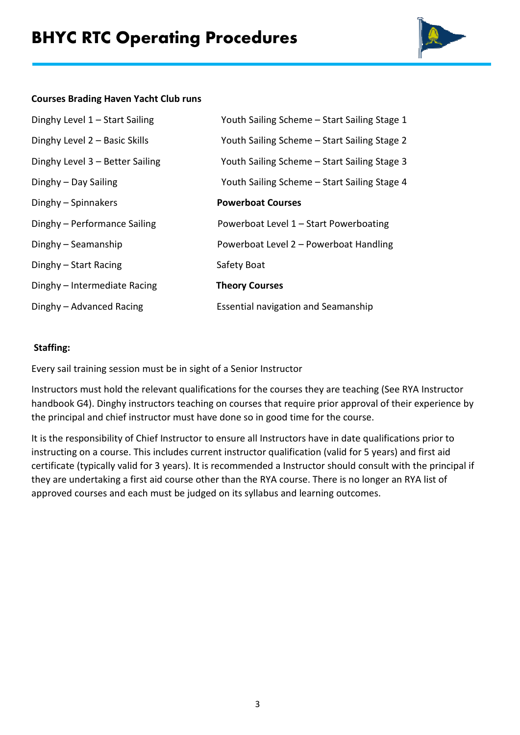**Courses Brading Haven Yacht Club runs**

- Dinghy Level 1 – Start Sailing
- Dinghy Level 2 – Basic Skills
- Dinghy Level 3 – Better Sailing
- Dinghy – Day Sailing
- Dinghy – Spinnakers
- Dinghy – Performance Sailing
- Dinghy – Seamanship
- Dinghy – Start Racing
- Dinghy – Intermediate Racing
- Dinghy – Advanced Racing

- Youth Sailing Scheme – Start Sailing Stage 1
- Youth Sailing Scheme – Start Sailing Stage 2
- Youth Sailing Scheme – Start Sailing Stage 3
- Youth Sailing Scheme – Start Sailing Stage 4

**Powerboat Courses**

- Powerboat Level 1 – Start Powerboating
- Powerboat Level 2 – Powerboat Handling
- Safety Boat

**Theory Courses**

- Essential navigation and Seamanship

**Staffing:**

Every sail training session must be in sight of a Senior Instructor

Instructors must hold the relevant qualifications for the courses they are teaching (See RYA Instructor handbook G4). Dinghy instructors teaching on courses that require prior approval of their experience by the principal and chief instructor must have done so in good time for the course.

It is the responsibility of Chief Instructor to ensure all Instructors have in date qualifications prior to instructing on a course. This includes current instructor qualification (valid for 5 years) and first aid certificate (typically valid for 3 years). It is recommended a Instructor should consult with the principal if they are undertaking a first aid course other than the RYA course. There is no longer an RYA list of approved courses and each must be judged on its syllabus and learning outcomes.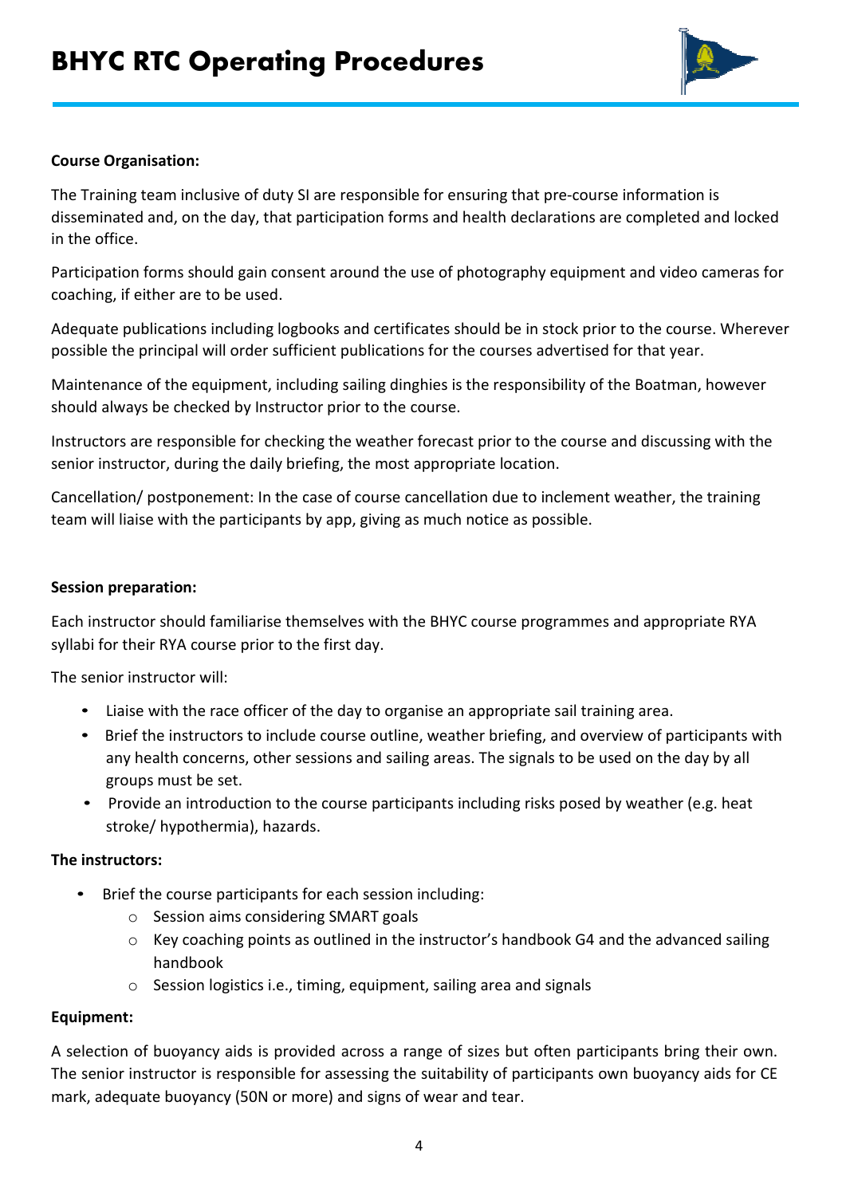**Course Organisation:**

The Training team inclusive of duty SI are responsible for ensuring that pre-course information is disseminated and, on the day, that participation forms and health declarations are completed and locked in the office.

Participation forms should gain consent around the use of photography equipment and video cameras for coaching, if either are to be used.

Adequate publications including logbooks and certificates should be in stock prior to the course. Wherever possible the principal will order sufficient publications for the courses advertised for that year.

Maintenance of the equipment, including sailing dinghies is the responsibility of the Boatman, however should always be checked by Instructor prior to the course.

Instructors are responsible for checking the weather forecast prior to the course and discussing with the senior instructor, during the daily briefing, the most appropriate location.

Cancellation/ postponement: In the case of course cancellation due to inclement weather, the training team will liaise with the participants by app, giving as much notice as possible.

**Session preparation:**

Each instructor should familiarise themselves with the BHYC course programmes and appropriate RYA syllabi for their RYA course prior to the first day.

The senior instructor will:

- Liaise with the race officer of the day to organise an appropriate sail training area.
- Brief the instructors to include course outline, weather briefing, and overview of participants with any health concerns, other sessions and sailing areas. The signals to be used on the day by all groups must be set.
- Provide an introduction to the course participants including risks posed by weather (e.g. heat stroke/ hypothermia), hazards.

**The instructors:**

- Brief the course participants for each session including:
  - Session aims considering SMART goals
  - Key coaching points as outlined in the instructor's handbook G4 and the advanced sailing handbook
  - Session logistics i.e., timing, equipment, sailing area and signals

**Equipment:**

A selection of buoyancy aids is provided across a range of sizes but often participants bring their own. The senior instructor is responsible for assessing the suitability of participants own buoyancy aids for CE mark, adequate buoyancy (50N or more) and signs of wear and tear.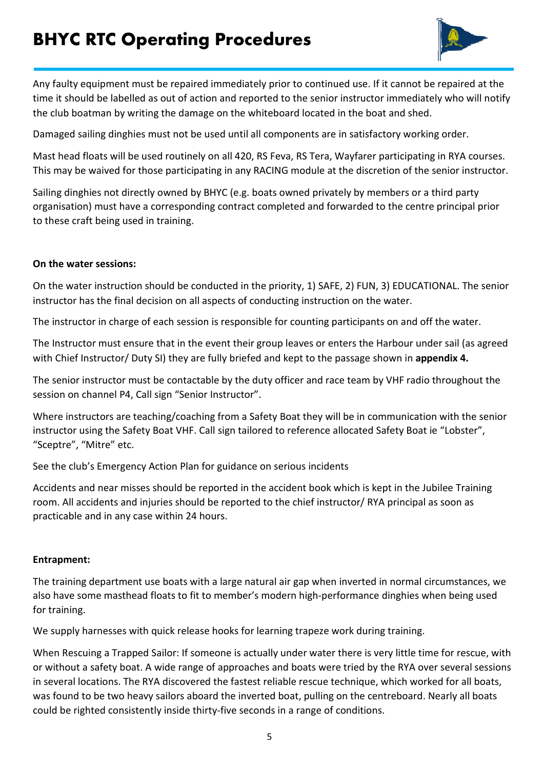Any faulty equipment must be repaired immediately prior to continued use. If it cannot be repaired at the time it should be labelled as out of action and reported to the senior instructor immediately who will notify the club boatman by writing the damage on the whiteboard located in the boat and shed.

Damaged sailing dinghies must not be used until all components are in satisfactory working order.

Mast head floats will be used routinely on all 420, RS Feva, RS Tera, Wayfarer participating in RYA courses. This may be waived for those participating in any RACING module at the discretion of the senior instructor.

Sailing dinghies not directly owned by BHYC (e.g. boats owned privately by members or a third party organisation) must have a corresponding contract completed and forwarded to the centre principal prior to these craft being used in training.

**On the water sessions:**

On the water instruction should be conducted in the priority, 1) SAFE, 2) FUN, 3) EDUCATIONAL. The senior instructor has the final decision on all aspects of conducting instruction on the water.

The instructor in charge of each session is responsible for counting participants on and off the water.

The Instructor must ensure that in the event their group leaves or enters the Harbour under sail (as agreed with Chief Instructor/ Duty SI) they are fully briefed and kept to the passage shown in **appendix 4.**

The senior instructor must be contactable by the duty officer and race team by VHF radio throughout the session on channel P4, Call sign "Senior Instructor".

Where instructors are teaching/coaching from a Safety Boat they will be in communication with the senior instructor using the Safety Boat VHF. Call sign tailored to reference allocated Safety Boat ie "Lobster", "Sceptre", "Mitre" etc.

See the club's Emergency Action Plan for guidance on serious incidents

Accidents and near misses should be reported in the accident book which is kept in the Jubilee Training room. All accidents and injuries should be reported to the chief instructor/ RYA principal as soon as practicable and in any case within 24 hours.

**Entrapment:**

The training department use boats with a large natural air gap when inverted in normal circumstances, we also have some masthead floats to fit to member's modern high-performance dinghies when being used for training.

We supply harnesses with quick release hooks for learning trapeze work during training.

When Rescuing a Trapped Sailor: If someone is actually under water there is very little time for rescue, with or without a safety boat. A wide range of approaches and boats were tried by the RYA over several sessions in several locations. The RYA discovered the fastest reliable rescue technique, which worked for all boats, was found to be two heavy sailors aboard the inverted boat, pulling on the centreboard. Nearly all boats could be righted consistently inside thirty-five seconds in a range of conditions.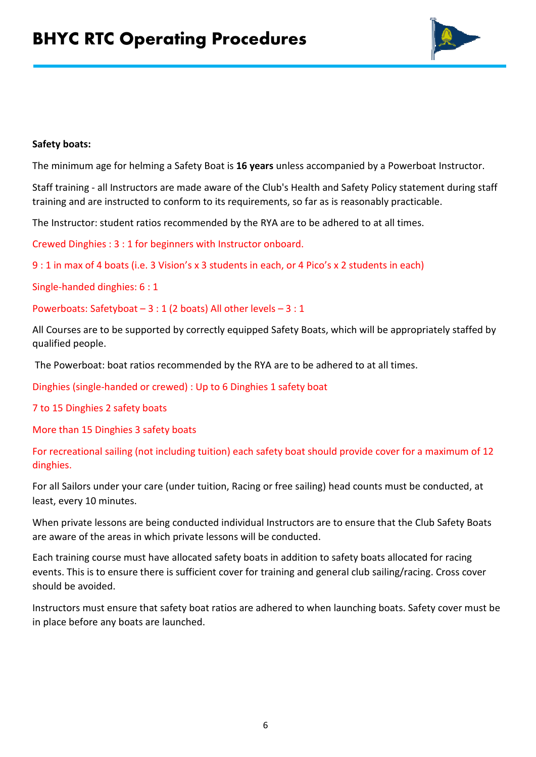**Safety boats:**

The minimum age for helming a Safety Boat is **16 years** unless accompanied by a Powerboat Instructor.

Staff training - all Instructors are made aware of the Club's Health and Safety Policy statement during staff training and are instructed to conform to its requirements, so far as is reasonably practicable.

The Instructor: student ratios recommended by the RYA are to be adhered to at all times.

Crewed Dinghies : 3 : 1 for beginners with Instructor onboard.

9 : 1 in max of 4 boats (i.e. 3 Vision's x 3 students in each, or 4 Pico's x 2 students in each)

Single-handed dinghies: 6 : 1

Powerboats: Safetyboat – 3 : 1 (2 boats) All other levels – 3 : 1

All Courses are to be supported by correctly equipped Safety Boats, which will be appropriately staffed by qualified people.

The Powerboat: boat ratios recommended by the RYA are to be adhered to at all times.

Dinghies (single-handed or crewed) : Up to 6 Dinghies 1 safety boat

7 to 15 Dinghies 2 safety boats

More than 15 Dinghies 3 safety boats

For recreational sailing (not including tuition) each safety boat should provide cover for a maximum of 12 dinghies.

For all Sailors under your care (under tuition, Racing or free sailing) head counts must be conducted, at least, every 10 minutes.

When private lessons are being conducted individual Instructors are to ensure that the Club Safety Boats are aware of the areas in which private lessons will be conducted.

Each training course must have allocated safety boats in addition to safety boats allocated for racing events. This is to ensure there is sufficient cover for training and general club sailing/racing. Cross cover should be avoided.

Instructors must ensure that safety boat ratios are adhered to when launching boats. Safety cover must be in place before any boats are launched.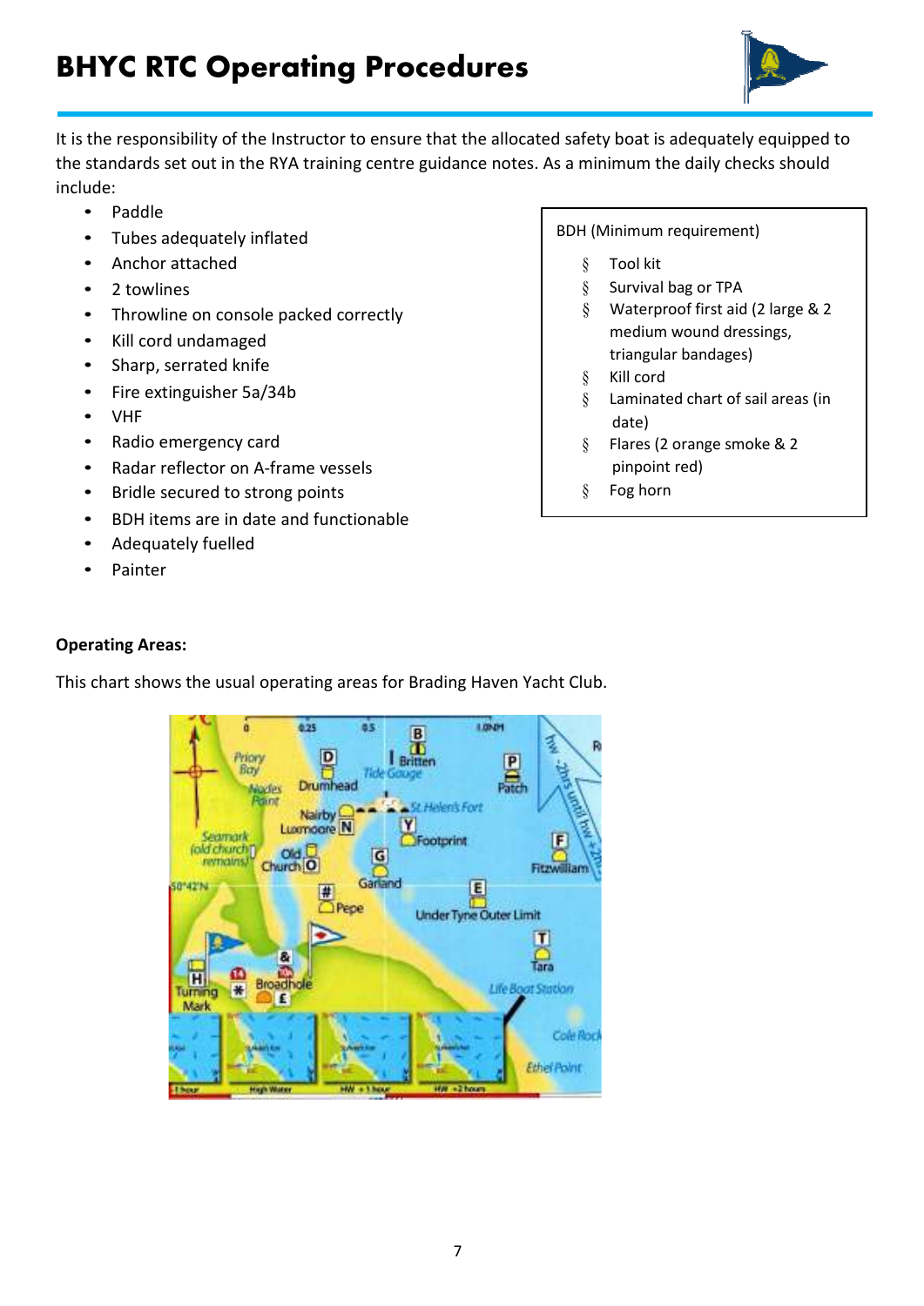# BHYC RTC Operating Procedures

It is the responsibility of the Instructor to ensure that the allocated safety boat is adequately equipped to the standards set out in the RYA training centre guidance notes. As a minimum the daily checks should include:

- Paddle
- Tubes adequately inflated
- Anchor attached
- 2 towlines
- Throwline on console packed correctly
- Kill cord undamaged
- Sharp, serrated knife
- Fire extinguisher 5a/34b
- VHF
- Radio emergency card
- Radar reflector on A-frame vessels
- Bridle secured to strong points
- BDH items are in date and functionable
- Adequately fuelled
- Painter

BDH (Minimum requirement)

- Tool kit
- Survival bag or TPA
- Waterproof first aid (2 large & 2 medium wound dressings, triangular bandages)
- Kill cord
- Laminated chart of sail areas (in date)
- Flares (2 orange smoke & 2 pinpoint red)
- Fog horn

**Operating Areas:**

This chart shows the usual operating areas for Brading Haven Yacht Club.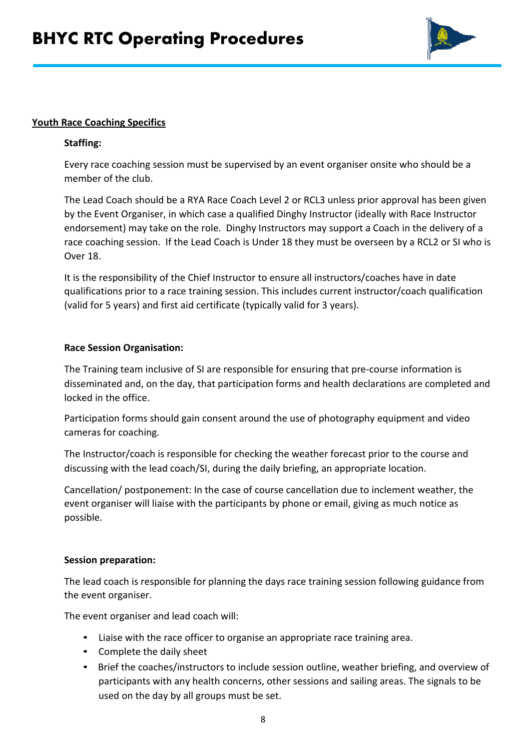## Youth Race Coaching Specifics

### Staffing:

Every race coaching session must be supervised by an event organiser onsite who should be a member of the club.

The Lead Coach should be a RYA Race Coach Level 2 or RCL3 unless prior approval has been given by the Event Organiser, in which case a qualified Dinghy Instructor (ideally with Race Instructor endorsement) may take on the role. Dinghy Instructors may support a Coach in the delivery of a race coaching session. If the Lead Coach is Under 18 they must be overseen by a RCL2 or SI who is Over 18.

It is the responsibility of the Chief Instructor to ensure all instructors/coaches have in date qualifications prior to a race training session. This includes current instructor/coach qualification (valid for 5 years) and first aid certificate (typically valid for 3 years).

### Race Session Organisation:

The Training team inclusive of SI are responsible for ensuring that pre-course information is disseminated and, on the day, that participation forms and health declarations are completed and locked in the office.

Participation forms should gain consent around the use of photography equipment and video cameras for coaching.

The Instructor/coach is responsible for checking the weather forecast prior to the course and discussing with the lead coach/SI, during the daily briefing, an appropriate location.

Cancellation/ postponement: In the case of course cancellation due to inclement weather, the event organiser will liaise with the participants by phone or email, giving as much notice as possible.

### Session preparation:

The lead coach is responsible for planning the days race training session following guidance from the event organiser.

The event organiser and lead coach will:

- Liaise with the race officer to organise an appropriate race training area.
- Complete the daily sheet
- Brief the coaches/instructors to include session outline, weather briefing, and overview of participants with any health concerns, other sessions and sailing areas. The signals to be used on the day by all groups must be set.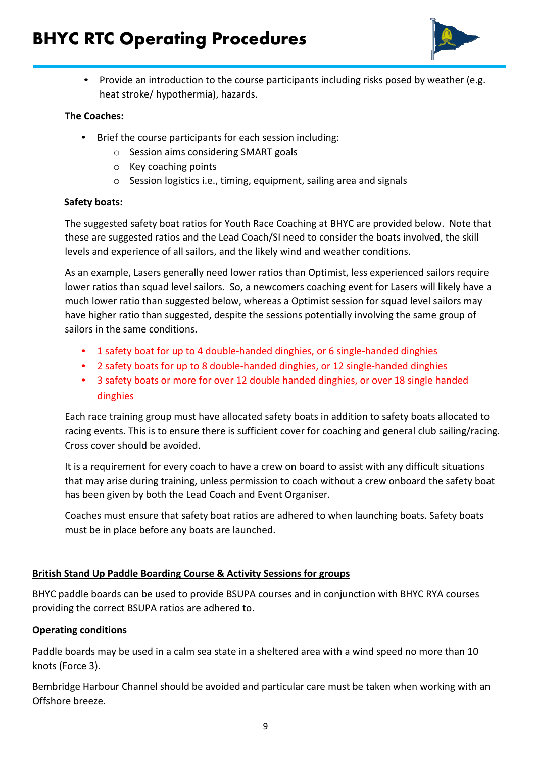- Provide an introduction to the course participants including risks posed by weather (e.g. heat stroke/ hypothermia), hazards.

**The Coaches:**

- Brief the course participants for each session including:
  - Session aims considering SMART goals
  - Key coaching points
  - Session logistics i.e., timing, equipment, sailing area and signals

**Safety boats:**

The suggested safety boat ratios for Youth Race Coaching at BHYC are provided below. Note that these are suggested ratios and the Lead Coach/SI need to consider the boats involved, the skill levels and experience of all sailors, and the likely wind and weather conditions.

As an example, Lasers generally need lower ratios than Optimist, less experienced sailors require lower ratios than squad level sailors. So, a newcomers coaching event for Lasers will likely have a much lower ratio than suggested below, whereas a Optimist session for squad level sailors may have higher ratio than suggested, despite the sessions potentially involving the same group of sailors in the same conditions.

- 1 safety boat for up to 4 double-handed dinghies, or 6 single-handed dinghies
- 2 safety boats for up to 8 double-handed dinghies, or 12 single-handed dinghies
- 3 safety boats or more for over 12 double handed dinghies, or over 18 single handed dinghies

Each race training group must have allocated safety boats in addition to safety boats allocated to racing events. This is to ensure there is sufficient cover for coaching and general club sailing/racing. Cross cover should be avoided.

It is a requirement for every coach to have a crew on board to assist with any difficult situations that may arise during training, unless permission to coach without a crew onboard the safety boat has been given by both the Lead Coach and Event Organiser.

Coaches must ensure that safety boat ratios are adhered to when launching boats. Safety boats must be in place before any boats are launched.

## British Stand Up Paddle Boarding Course & Activity Sessions for groups

BHYC paddle boards can be used to provide BSUPA courses and in conjunction with BHYC RYA courses providing the correct BSUPA ratios are adhered to.

**Operating conditions**

Paddle boards may be used in a calm sea state in a sheltered area with a wind speed no more than 10 knots (Force 3).

Bembridge Harbour Channel should be avoided and particular care must be taken when working with an Offshore breeze.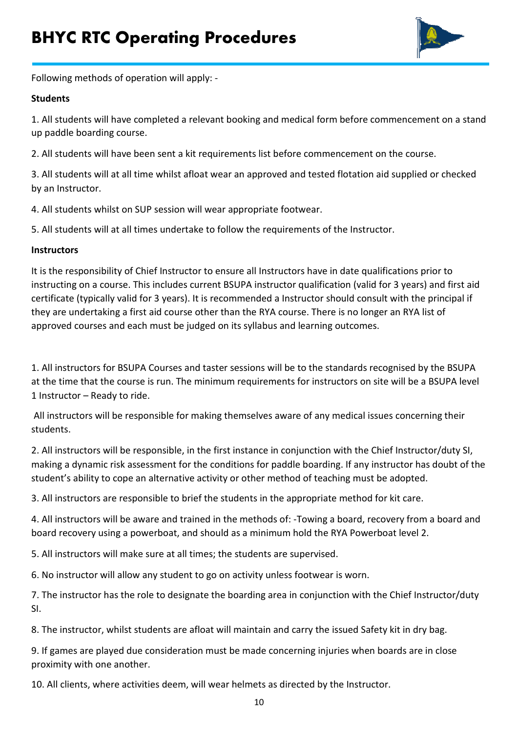# BHYC RTC Operating Procedures

Following methods of operation will apply: -

**Students**

1. All students will have completed a relevant booking and medical form before commencement on a stand up paddle boarding course.

2. All students will have been sent a kit requirements list before commencement on the course.

3. All students will at all time whilst afloat wear an approved and tested flotation aid supplied or checked by an Instructor.

4. All students whilst on SUP session will wear appropriate footwear.

5. All students will at all times undertake to follow the requirements of the Instructor.

**Instructors**

It is the responsibility of Chief Instructor to ensure all Instructors have in date qualifications prior to instructing on a course. This includes current BSUPA instructor qualification (valid for 3 years) and first aid certificate (typically valid for 3 years). It is recommended a Instructor should consult with the principal if they are undertaking a first aid course other than the RYA course. There is no longer an RYA list of approved courses and each must be judged on its syllabus and learning outcomes.

1. All instructors for BSUPA Courses and taster sessions will be to the standards recognised by the BSUPA at the time that the course is run. The minimum requirements for instructors on site will be a BSUPA level 1 Instructor – Ready to ride.

All instructors will be responsible for making themselves aware of any medical issues concerning their students.

2. All instructors will be responsible, in the first instance in conjunction with the Chief Instructor/duty SI, making a dynamic risk assessment for the conditions for paddle boarding. If any instructor has doubt of the student's ability to cope an alternative activity or other method of teaching must be adopted.

3. All instructors are responsible to brief the students in the appropriate method for kit care.

4. All instructors will be aware and trained in the methods of: -Towing a board, recovery from a board and board recovery using a powerboat, and should as a minimum hold the RYA Powerboat level 2.

5. All instructors will make sure at all times; the students are supervised.

6. No instructor will allow any student to go on activity unless footwear is worn.

7. The instructor has the role to designate the boarding area in conjunction with the Chief Instructor/duty SI.

8. The instructor, whilst students are afloat will maintain and carry the issued Safety kit in dry bag.

9. If games are played due consideration must be made concerning injuries when boards are in close proximity with one another.

10. All clients, where activities deem, will wear helmets as directed by the Instructor.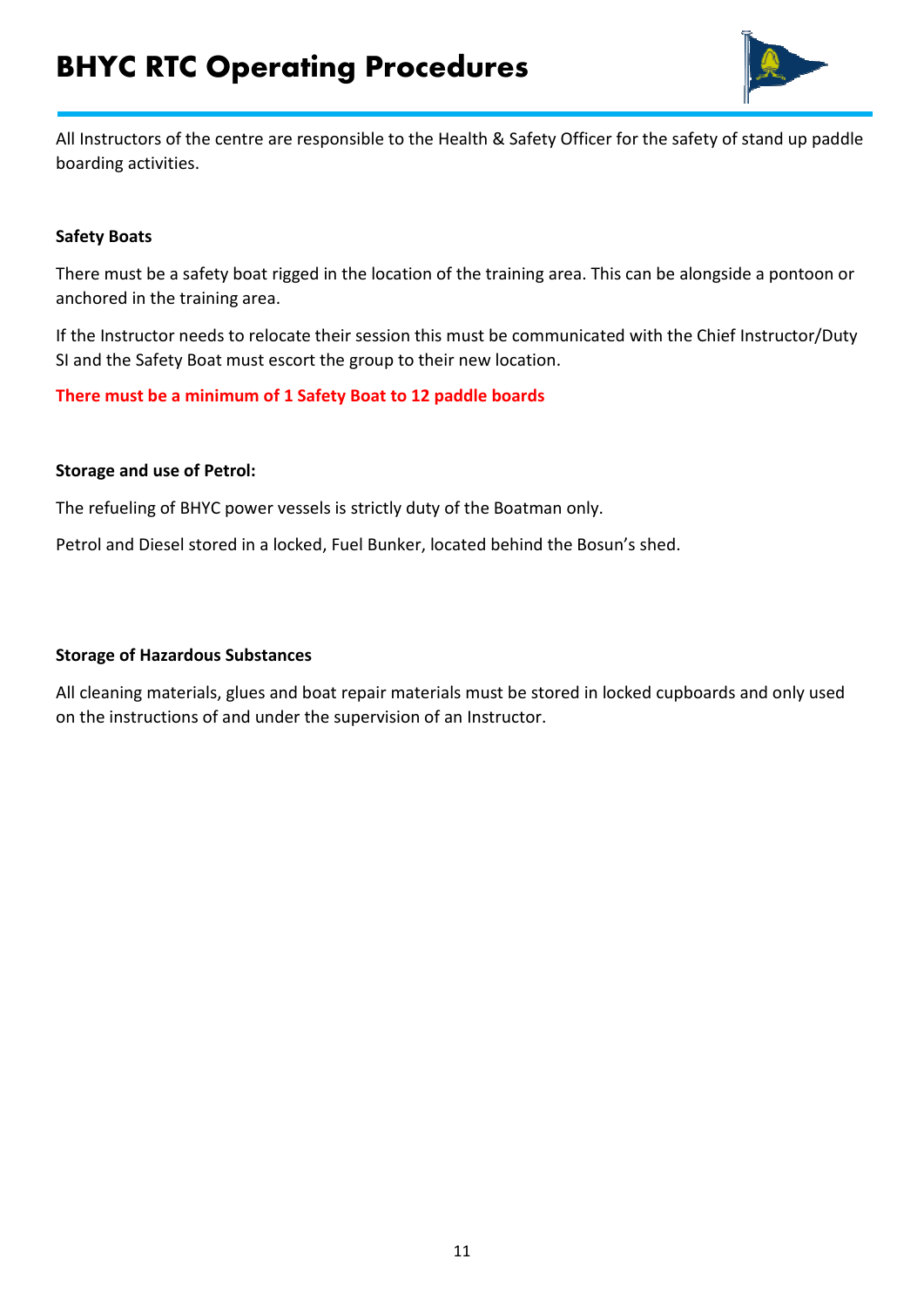All Instructors of the centre are responsible to the Health & Safety Officer for the safety of stand up paddle boarding activities.

**Safety Boats**

There must be a safety boat rigged in the location of the training area. This can be alongside a pontoon or anchored in the training area.

If the Instructor needs to relocate their session this must be communicated with the Chief Instructor/Duty SI and the Safety Boat must escort the group to their new location.

**There must be a minimum of 1 Safety Boat to 12 paddle boards**

**Storage and use of Petrol:**

The refueling of BHYC power vessels is strictly duty of the Boatman only.

Petrol and Diesel stored in a locked, Fuel Bunker, located behind the Bosun's shed.

**Storage of Hazardous Substances**

All cleaning materials, glues and boat repair materials must be stored in locked cupboards and only used on the instructions of and under the supervision of an Instructor.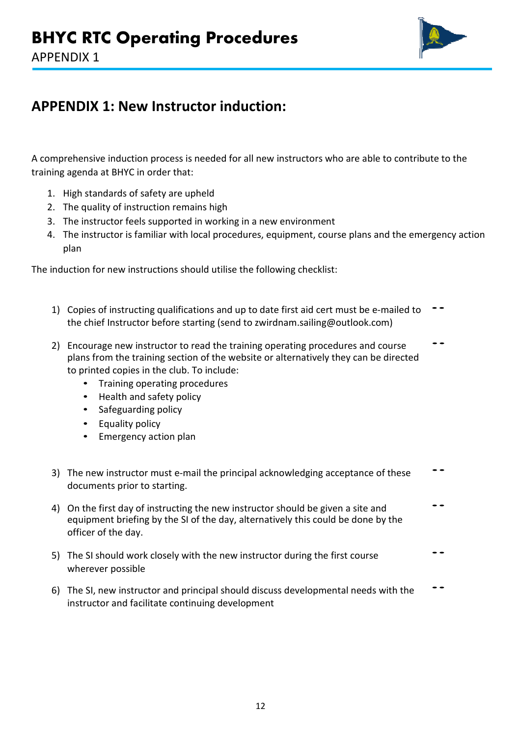# APPENDIX 1: New Instructor induction:

A comprehensive induction process is needed for all new instructors who are able to contribute to the training agenda at BHYC in order that:

1. High standards of safety are upheld
2. The quality of instruction remains high
3. The instructor feels supported in working in a new environment
4. The instructor is familiar with local procedures, equipment, course plans and the emergency action plan

The induction for new instructions should utilise the following checklist:

1) Copies of instructing qualifications and up to date first aid cert must be e-mailed to the chief Instructor before starting (send to zwirdnam.sailing@outlook.com)

2) Encourage new instructor to read the training operating procedures and course plans from the training section of the website or alternatively they can be directed to printed copies in the club. To include:
   - Training operating procedures
   - Health and safety policy
   - Safeguarding policy
   - Equality policy
   - Emergency action plan

3) The new instructor must e-mail the principal acknowledging acceptance of these documents prior to starting.

4) On the first day of instructing the new instructor should be given a site and equipment briefing by the SI of the day, alternatively this could be done by the officer of the day.

5) The SI should work closely with the new instructor during the first course wherever possible

6) The SI, new instructor and principal should discuss developmental needs with the instructor and facilitate continuing development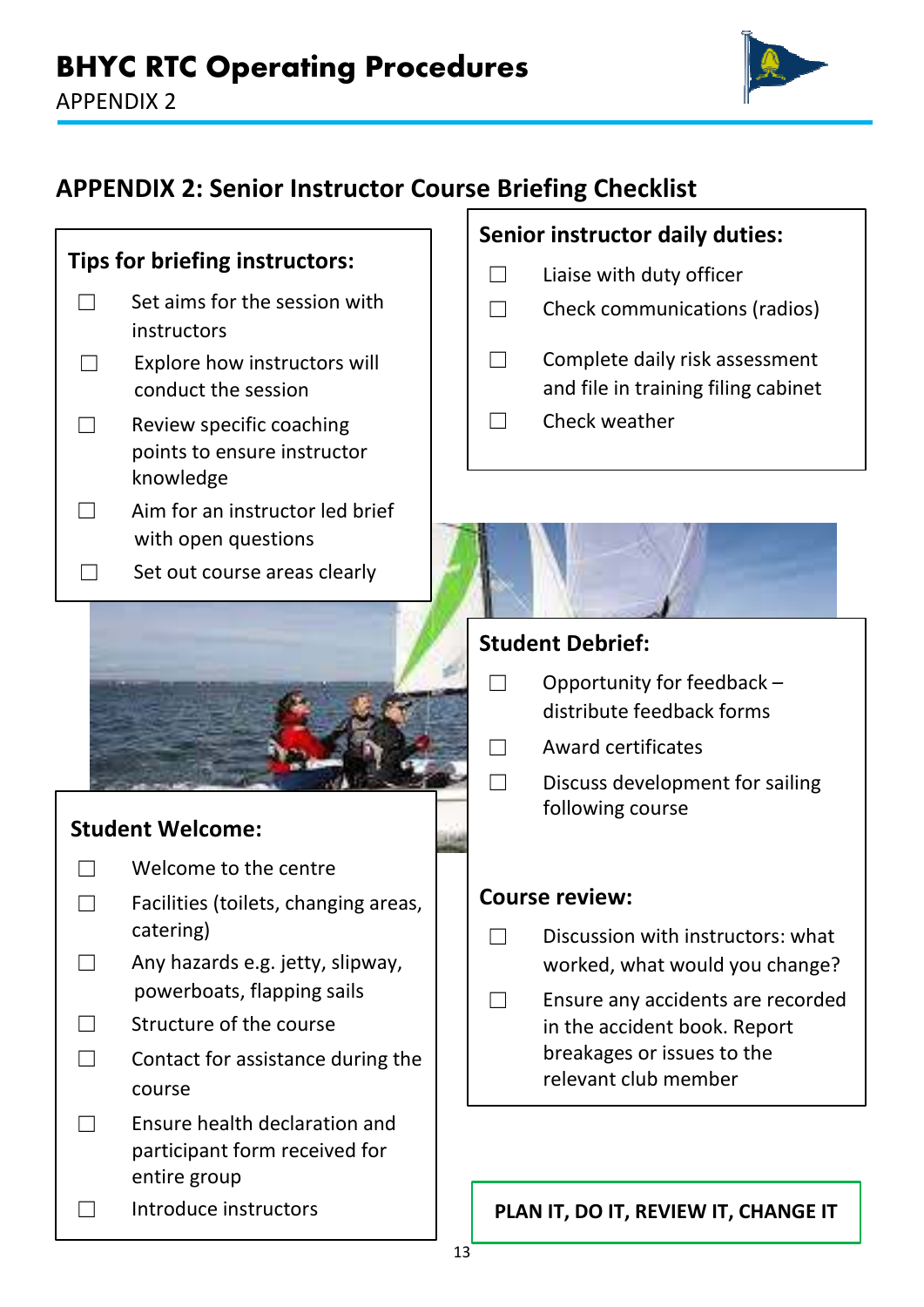## APPENDIX 2: Senior Instructor Course Briefing Checklist

### Tips for briefing instructors:

- ☐ Set aims for the session with instructors
- ☐ Explore how instructors will conduct the session
- ☐ Review specific coaching points to ensure instructor knowledge
- ☐ Aim for an instructor led brief with open questions
- ☐ Set out course areas clearly

### Senior instructor daily duties:

- ☐ Liaise with duty officer
- ☐ Check communications (radios)
- ☐ Complete daily risk assessment and file in training filing cabinet
- ☐ Check weather

### Student Welcome:

- ☐ Welcome to the centre
- ☐ Facilities (toilets, changing areas, catering)
- ☐ Any hazards e.g. jetty, slipway, powerboats, flapping sails
- ☐ Structure of the course
- ☐ Contact for assistance during the course
- ☐ Ensure health declaration and participant form received for entire group
- ☐ Introduce instructors

### Student Debrief:

- ☐ Opportunity for feedback – distribute feedback forms
- ☐ Award certificates
- ☐ Discuss development for sailing following course

### Course review:

- ☐ Discussion with instructors: what worked, what would you change?
- ☐ Ensure any accidents are recorded in the accident book. Report breakages or issues to the relevant club member

**PLAN IT, DO IT, REVIEW IT, CHANGE IT**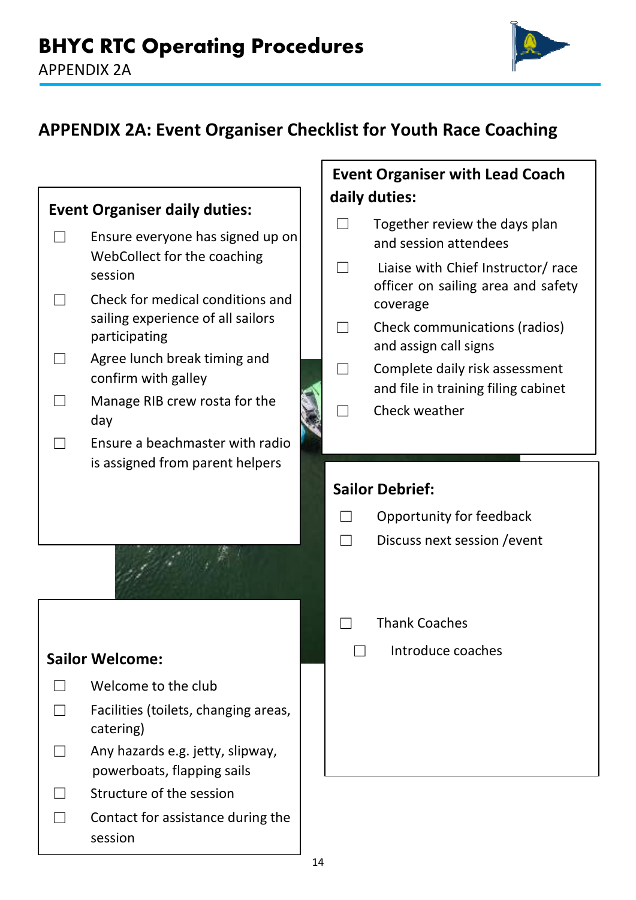## APPENDIX 2A: Event Organiser Checklist for Youth Race Coaching

### Event Organiser daily duties:

- ☐ Ensure everyone has signed up on WebCollect for the coaching session
- ☐ Check for medical conditions and sailing experience of all sailors participating
- ☐ Agree lunch break timing and confirm with galley
- ☐ Manage RIB crew rosta for the day
- ☐ Ensure a beachmaster with radio is assigned from parent helpers

### Sailor Welcome:

- ☐ Welcome to the club
- ☐ Facilities (toilets, changing areas, catering)
- ☐ Any hazards e.g. jetty, slipway, powerboats, flapping sails
- ☐ Structure of the session
- ☐ Contact for assistance during the session

### Event Organiser with Lead Coach daily duties:

- ☐ Together review the days plan and session attendees
- ☐ Liaise with Chief Instructor/ race officer on sailing area and safety coverage
- ☐ Check communications (radios) and assign call signs
- ☐ Complete daily risk assessment and file in training filing cabinet
- ☐ Check weather

### Sailor Debrief:

- ☐ Opportunity for feedback
- ☐ Discuss next session /event
- ☐ Thank Coaches
- ☐ Introduce coaches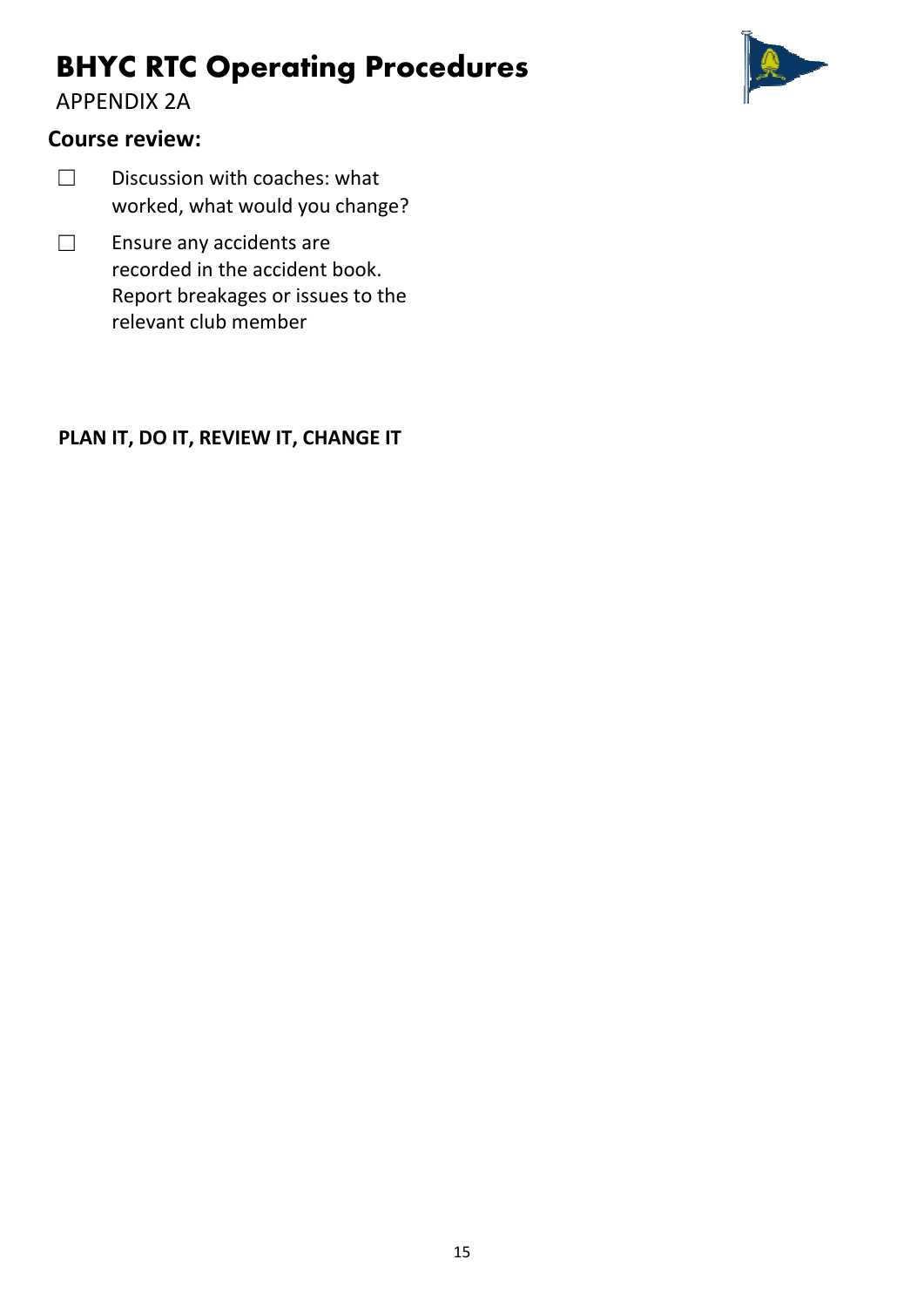# BHYC RTC Operating Procedures

APPENDIX 2A

## Course review:

- ☐ Discussion with coaches: what worked, what would you change?
- ☐ Ensure any accidents are recorded in the accident book. Report breakages or issues to the relevant club member

**PLAN IT, DO IT, REVIEW IT, CHANGE IT**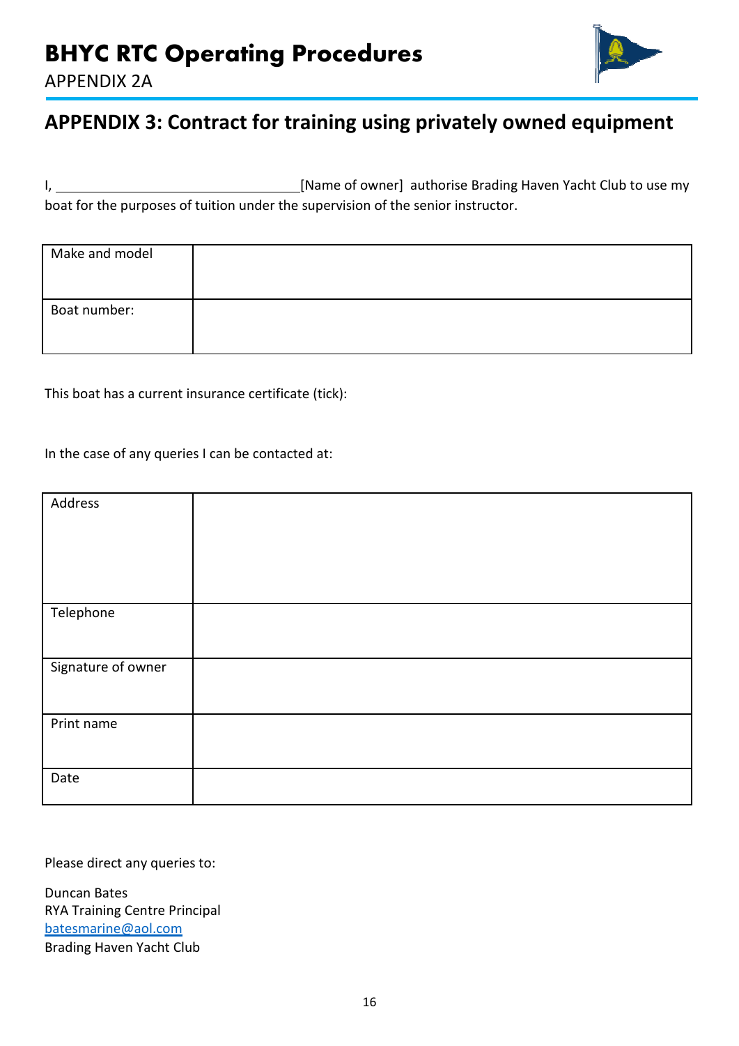## APPENDIX 3: Contract for training using privately owned equipment

I, ________________________________[Name of owner] authorise Brading Haven Yacht Club to use my boat for the purposes of tuition under the supervision of the senior instructor.

| Make and model | |
|---|---|
| Boat number: | |

This boat has a current insurance certificate (tick):

In the case of any queries I can be contacted at:

| Address | |
|---|---|
| Telephone | |
| Signature of owner | |
| Print name | |
| Date | |

Please direct any queries to:

Duncan Bates
RYA Training Centre Principal
batesmarine@aol.com
Brading Haven Yacht Club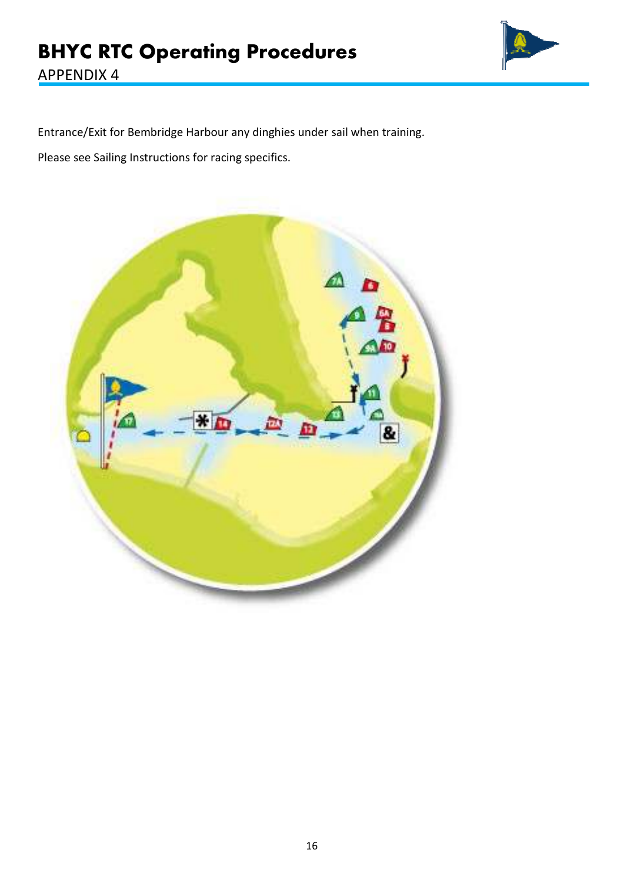# BHYC RTC Operating Procedures

APPENDIX 4

Entrance/Exit for Bembridge Harbour any dinghies under sail when training.

Please see Sailing Instructions for racing specifics.